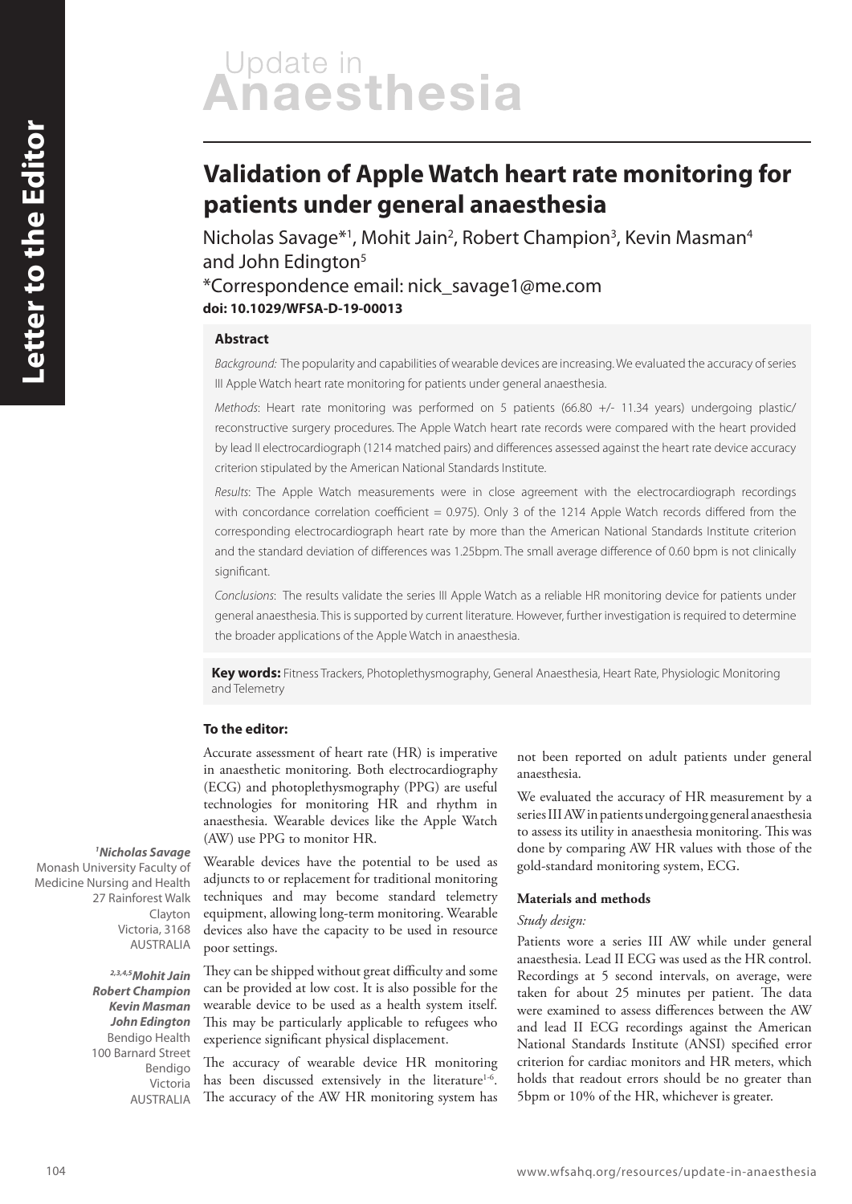Letter to the Editor

Update in Anaesthesia

# Validation of Apple Watch heart rate monitoring for patients under general anaesthesia

Nicholas Savage*[1], Mohit Jain[2], Robert Champion[3], Kevin Masman[4] and John Edington[5]

*Correspondence email: nick_savage1@me.com

**doi: 10.1029/WFSA-D-19-00013**

### Abstract

*Background:* The popularity and capabilities of wearable devices are increasing. We evaluated the accuracy of series III Apple Watch heart rate monitoring for patients under general anaesthesia.

*Methods*: Heart rate monitoring was performed on 5 patients (66.80 +/- 11.34 years) undergoing plastic/reconstructive surgery procedures. The Apple Watch heart rate records were compared with the heart provided by lead II electrocardiograph (1214 matched pairs) and differences assessed against the heart rate device accuracy criterion stipulated by the American National Standards Institute.

*Results*: The Apple Watch measurements were in close agreement with the electrocardiograph recordings with concordance correlation coefficient = 0.975). Only 3 of the 1214 Apple Watch records differed from the corresponding electrocardiograph heart rate by more than the American National Standards Institute criterion and the standard deviation of differences was 1.25bpm. The small average difference of 0.60 bpm is not clinically significant.

*Conclusions*: The results validate the series III Apple Watch as a reliable HR monitoring device for patients under general anaesthesia. This is supported by current literature. However, further investigation is required to determine the broader applications of the Apple Watch in anaesthesia.

**Key words:** Fitness Trackers, Photoplethysmography, General Anaesthesia, Heart Rate, Physiologic Monitoring and Telemetry

**To the editor:**

Accurate assessment of heart rate (HR) is imperative in anaesthetic monitoring. Both electrocardiography (ECG) and photoplethysmography (PPG) are useful technologies for monitoring HR and rhythm in anaesthesia. Wearable devices like the Apple Watch (AW) use PPG to monitor HR.

Wearable devices have the potential to be used as adjuncts to or replacement for traditional monitoring techniques and may become standard telemetry equipment, allowing long-term monitoring. Wearable devices also have the capacity to be used in resource poor settings.

They can be shipped without great difficulty and some can be provided at low cost. It is also possible for the wearable device to be used as a health system itself. This may be particularly applicable to refugees who experience significant physical displacement.

The accuracy of wearable device HR monitoring has been discussed extensively in the literature[1-6]. The accuracy of the AW HR monitoring system has not been reported on adult patients under general anaesthesia.

We evaluated the accuracy of HR measurement by a series III AW in patients undergoing general anaesthesia to assess its utility in anaesthesia monitoring. This was done by comparing AW HR values with those of the gold-standard monitoring system, ECG.

**Materials and methods**

*Study design:*

Patients wore a series III AW while under general anaesthesia. Lead II ECG was used as the HR control. Recordings at 5 second intervals, on average, were taken for about 25 minutes per patient. The data were examined to assess differences between the AW and lead II ECG recordings against the American National Standards Institute (ANSI) specified error criterion for cardiac monitors and HR meters, which holds that readout errors should be no greater than 5bpm or 10% of the HR, whichever is greater.

***[1]Nicholas Savage***
Monash University Faculty of Medicine Nursing and Health
27 Rainforest Walk
Clayton
Victoria, 3168
AUSTRALIA

***[2,3,4,5]Mohit Jain***
***Robert Champion***
***Kevin Masman***
***John Edington***
Bendigo Health
100 Barnard Street
Bendigo
Victoria
AUSTRALIA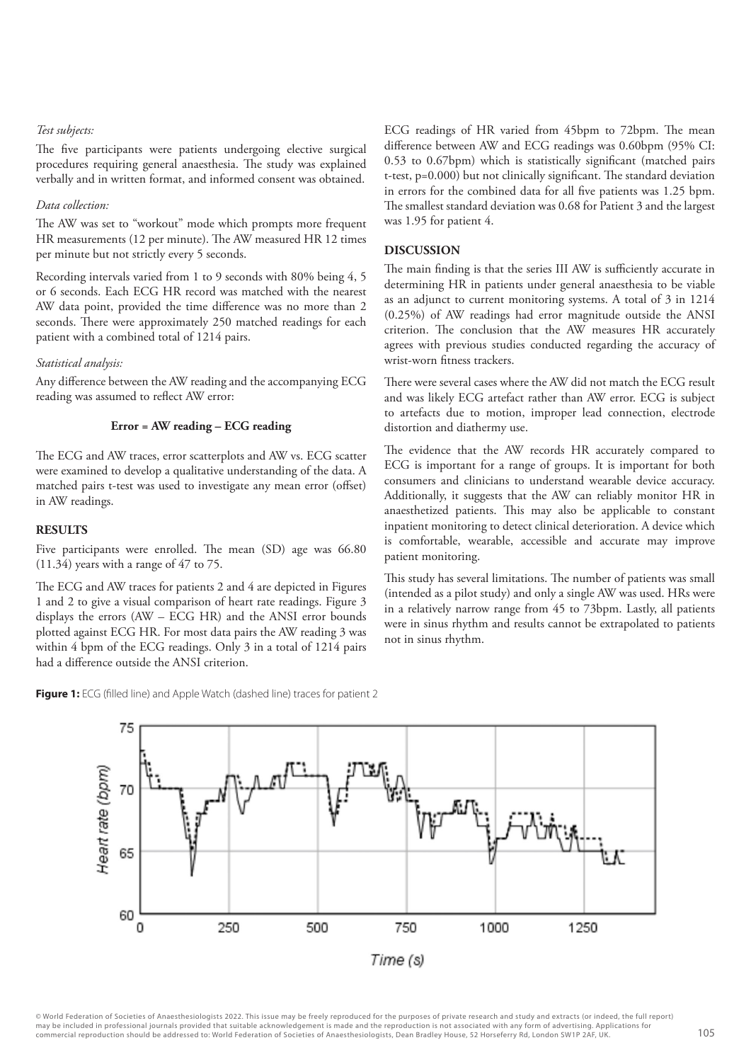*Test subjects:*

The five participants were patients undergoing elective surgical procedures requiring general anaesthesia. The study was explained verbally and in written format, and informed consent was obtained.

*Data collection:*

The AW was set to "workout" mode which prompts more frequent HR measurements (12 per minute). The AW measured HR 12 times per minute but not strictly every 5 seconds.

Recording intervals varied from 1 to 9 seconds with 80% being 4, 5 or 6 seconds. Each ECG HR record was matched with the nearest AW data point, provided the time difference was no more than 2 seconds. There were approximately 250 matched readings for each patient with a combined total of 1214 pairs.

*Statistical analysis:*

Any difference between the AW reading and the accompanying ECG reading was assumed to reflect AW error:

**Error = AW reading – ECG reading**

The ECG and AW traces, error scatterplots and AW vs. ECG scatter were examined to develop a qualitative understanding of the data. A matched pairs t-test was used to investigate any mean error (offset) in AW readings.

## RESULTS

Five participants were enrolled. The mean (SD) age was 66.80 (11.34) years with a range of 47 to 75.

The ECG and AW traces for patients 2 and 4 are depicted in Figures 1 and 2 to give a visual comparison of heart rate readings. Figure 3 displays the errors (AW – ECG HR) and the ANSI error bounds plotted against ECG HR. For most data pairs the AW reading 3 was within 4 bpm of the ECG readings. Only 3 in a total of 1214 pairs had a difference outside the ANSI criterion.

ECG readings of HR varied from 45bpm to 72bpm. The mean difference between AW and ECG readings was 0.60bpm (95% CI: 0.53 to 0.67bpm) which is statistically significant (matched pairs t-test, $p=0.000$) but not clinically significant. The standard deviation in errors for the combined data for all five patients was 1.25 bpm. The smallest standard deviation was 0.68 for Patient 3 and the largest was 1.95 for patient 4.

## DISCUSSION

The main finding is that the series III AW is sufficiently accurate in determining HR in patients under general anaesthesia to be viable as an adjunct to current monitoring systems. A total of 3 in 1214 (0.25%) of AW readings had error magnitude outside the ANSI criterion. The conclusion that the AW measures HR accurately agrees with previous studies conducted regarding the accuracy of wrist-worn fitness trackers.

There were several cases where the AW did not match the ECG result and was likely ECG artefact rather than AW error. ECG is subject to artefacts due to motion, improper lead connection, electrode distortion and diathermy use.

The evidence that the AW records HR accurately compared to ECG is important for a range of groups. It is important for both consumers and clinicians to understand wearable device accuracy. Additionally, it suggests that the AW can reliably monitor HR in anaesthetized patients. This may also be applicable to constant inpatient monitoring to detect clinical deterioration. A device which is comfortable, wearable, accessible and accurate may improve patient monitoring.

This study has several limitations. The number of patients was small (intended as a pilot study) and only a single AW was used. HRs were in a relatively narrow range from 45 to 73bpm. Lastly, all patients were in sinus rhythm and results cannot be extrapolated to patients not in sinus rhythm.

**Figure 1:** ECG (filled line) and Apple Watch (dashed line) traces for patient 2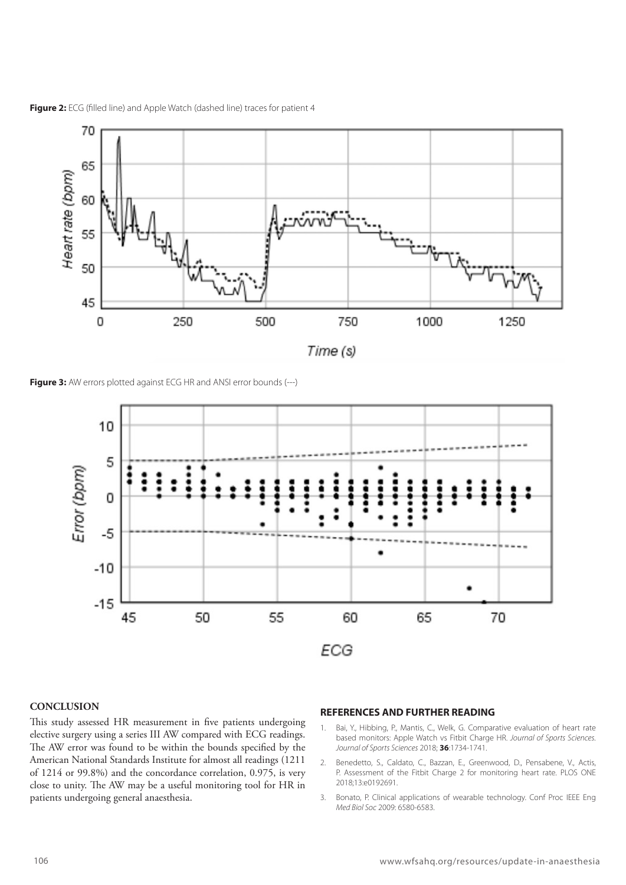**Figure 2:** ECG (filled line) and Apple Watch (dashed line) traces for patient 4

**Figure 3:** AW errors plotted against ECG HR and ANSI error bounds (---)

## CONCLUSION

This study assessed HR measurement in five patients undergoing elective surgery using a series III AW compared with ECG readings. The AW error was found to be within the bounds specified by the American National Standards Institute for almost all readings (1211 of 1214 or 99.8%) and the concordance correlation, 0.975, is very close to unity. The AW may be a useful monitoring tool for HR in patients undergoing general anaesthesia.

## REFERENCES AND FURTHER READING

1. Bai, Y., Hibbing, P., Mantis, C., Welk, G. Comparative evaluation of heart rate based monitors: Apple Watch vs Fitbit Charge HR. *Journal of Sports Sciences. Journal of Sports Sciences* 2018; **36**:1734-1741.
2. Benedetto, S., Caldato, C., Bazzan, E., Greenwood, D., Pensabene, V., Actis, P. Assessment of the Fitbit Charge 2 for monitoring heart rate. PLOS ONE 2018;13:e0192691.
3. Bonato, P. Clinical applications of wearable technology. Conf Proc IEEE Eng *Med Biol Soc* 2009: 6580-6583.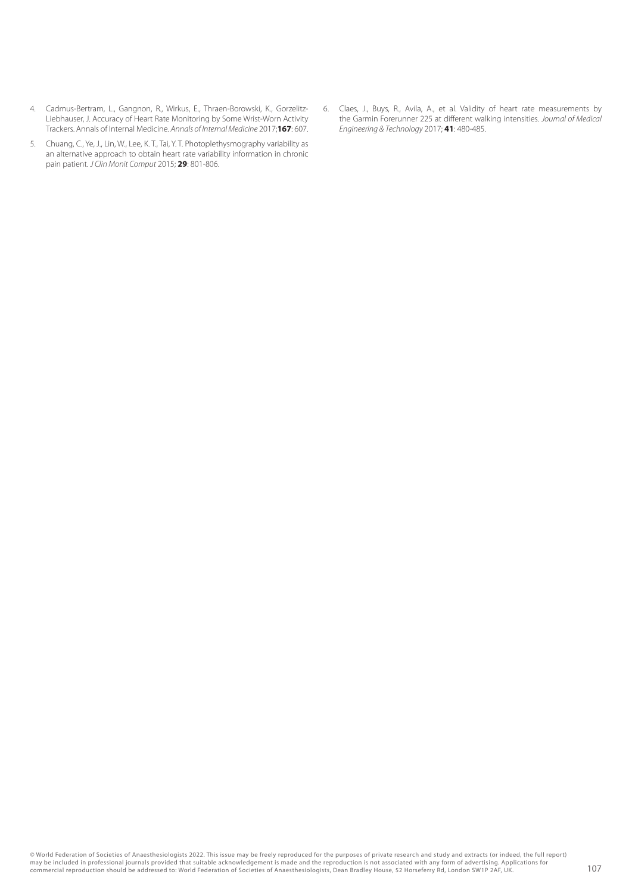4. Cadmus-Bertram, L., Gangnon, R., Wirkus, E., Thraen-Borowski, K., Gorzelitz-Liebhauser, J. Accuracy of Heart Rate Monitoring by Some Wrist-Worn Activity Trackers. Annals of Internal Medicine. *Annals of Internal Medicine* 2017;**167**: 607.
5. Chuang, C., Ye, J., Lin, W., Lee, K. T., Tai, Y. T. Photoplethysmography variability as an alternative approach to obtain heart rate variability information in chronic pain patient. *J Clin Monit Comput* 2015; **29**: 801-806.
6. Claes, J., Buys, R., Avila, A., et al. Validity of heart rate measurements by the Garmin Forerunner 225 at different walking intensities. *Journal of Medical Engineering & Technology* 2017; **41**: 480-485.

© World Federation of Societies of Anaesthesiologists 2022. This issue may be freely reproduced for the purposes of private research and study and extracts (or indeed, the full report) may be included in professional journals provided that suitable acknowledgement is made and the reproduction is not associated with any form of advertising. Applications for commercial reproduction should be addressed to: World Federation of Societies of Anaesthesiologists, Dean Bradley House, 52 Horseferry Rd, London SW1P 2AF, UK.